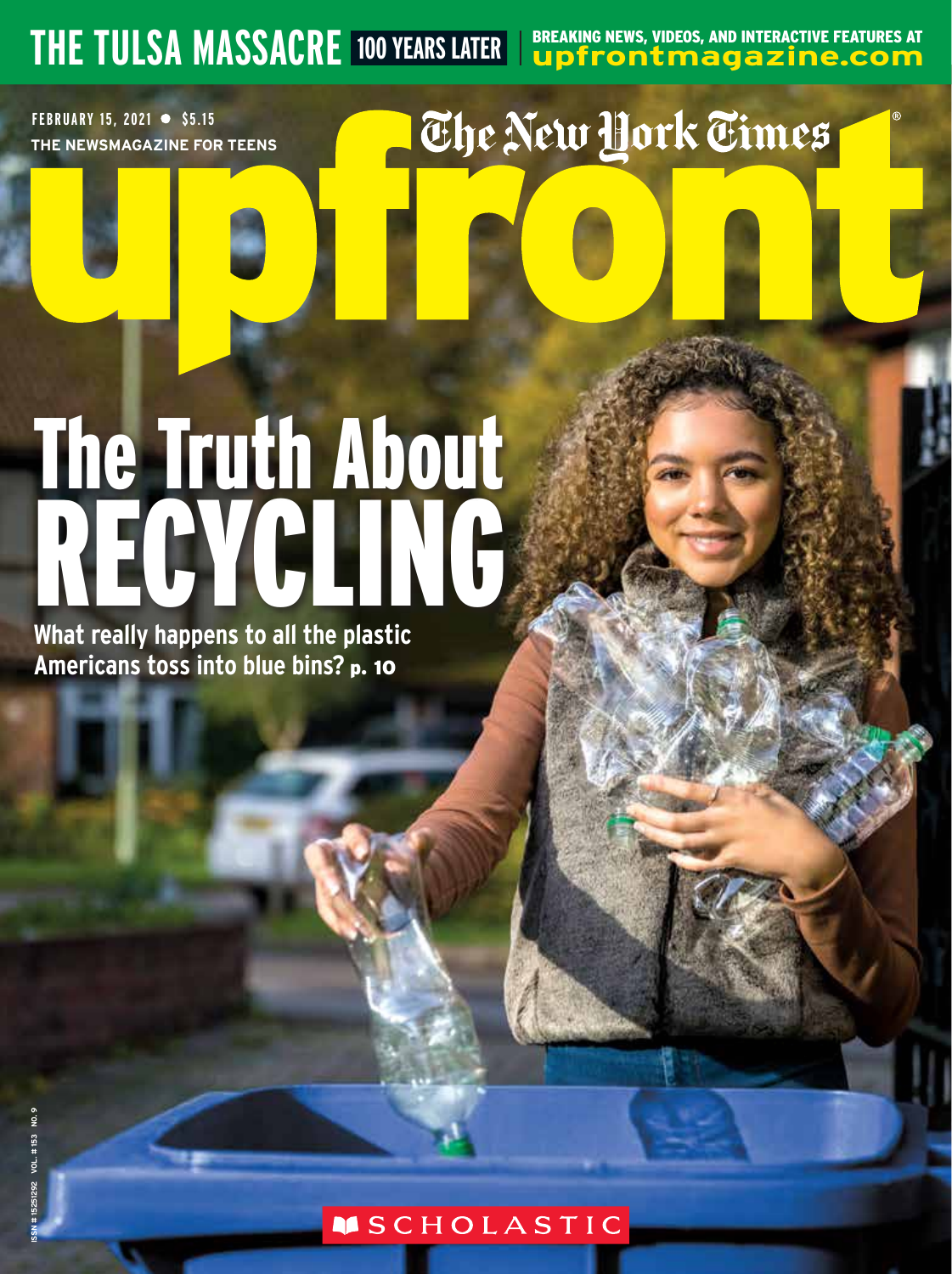THE TULSA MASSACRE 100 YEARS LATER | BREAKING NEWS, VIDEOS, AND INTERACTIVE FEATURES AT upfrontmagazine.com

FEBRUARY 15, 2021 • $5.15

THE NEWSMAGAZINE FOR TEENS

The New York Times

# upfront

## The Truth About RECYCLING

**What really happens to all the plastic Americans toss into blue bins? p. 10**

ISSN # 1525292 VOL. # 153 NO. 9

SCHOLASTIC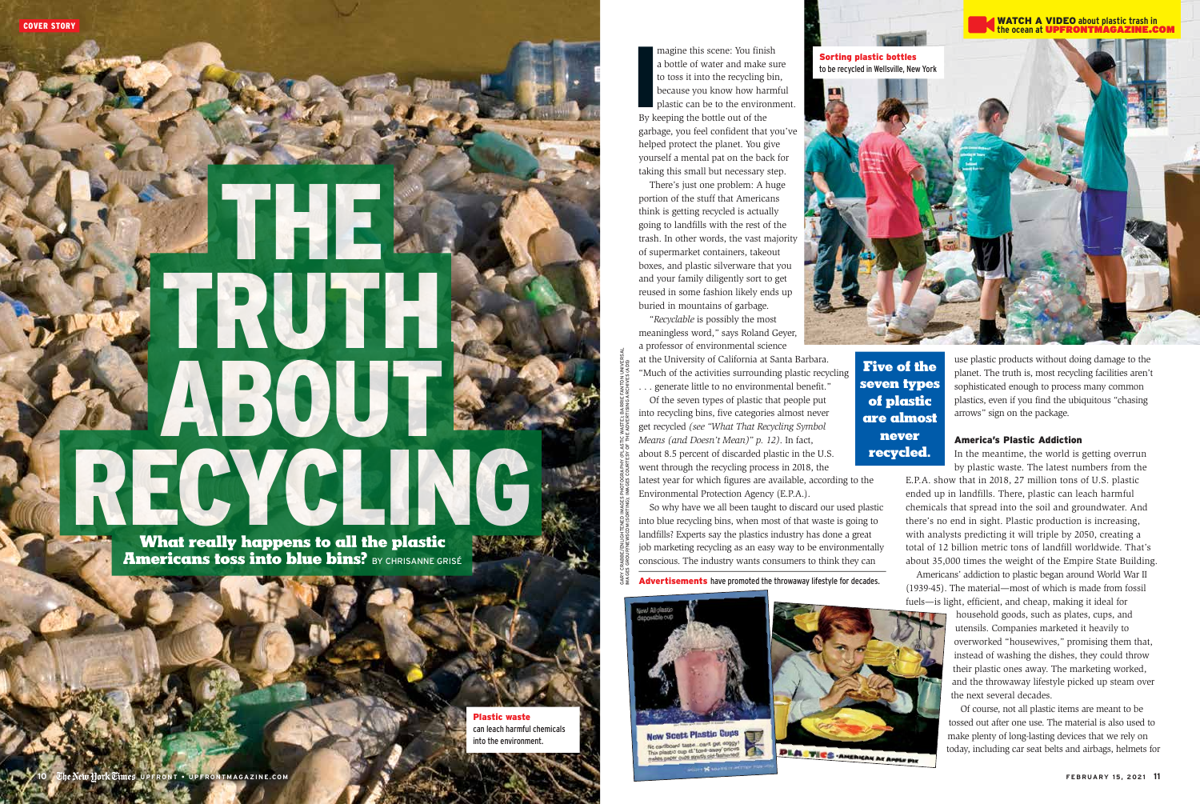COVER STORY

# THE TRUTH ABOUT RECYCLING

**What really happens to all the plastic Americans toss into blue bins?** BY CHRISANNE GRISÉ

**Plastic waste** can leach harmful chemicals into the environment.

Imagine this scene: You finish a bottle of water and make sure to toss it into the recycling bin, because you know how harmful plastic can be to the environment. By keeping the bottle out of the garbage, you feel confident that you've helped protect the planet. You give yourself a mental pat on the back for taking this small but necessary step.

There's just one problem: A huge portion of the stuff that Americans think is getting recycled is actually going to landfills with the rest of the trash. In other words, the vast majority of supermarket containers, takeout boxes, and plastic silverware that you and your family diligently sort to get reused in some fashion likely ends up buried in mountains of garbage.

"*Recyclable* is possibly the most meaningless word," says Roland Geyer, a professor of environmental science at the University of California at Santa Barbara. "Much of the activities surrounding plastic recycling . . . generate little to no environmental benefit."

Of the seven types of plastic that people put into recycling bins, five categories almost never get recycled *(see "What That Recycling Symbol Means (and Doesn't Mean)" p. 12)*. In fact, about 8.5 percent of discarded plastic in the U.S. went through the recycling process in 2018, the latest year for which figures are available, according to the Environmental Protection Agency (E.P.A.).

So why have we all been taught to discard our used plastic into blue recycling bins, when most of that waste is going to landfills? Experts say the plastics industry has done a great job marketing recycling as an easy way to be environmentally conscious. The industry wants consumers to think they can use plastic products without doing damage to the planet. The truth is, most recycling facilities aren't sophisticated enough to process many common plastics, even if you find the ubiquitous "chasing arrows" sign on the package.

**Five of the seven types of plastic are almost never recycled.**

**Sorting plastic bottles** to be recycled in Wellsville, New York

WATCH A VIDEO about plastic trash in the ocean at UPFRONTMAGAZINE.COM

**Advertisements** have promoted the throwaway lifestyle for decades.

### America's Plastic Addiction

In the meantime, the world is getting overrun by plastic waste. The latest numbers from the E.P.A. show that in 2018, 27 million tons of U.S. plastic ended up in landfills. There, plastic can leach harmful chemicals that spread into the soil and groundwater. And there's no end in sight. Plastic production is increasing, with analysts predicting it will triple by 2050, creating a total of 12 billion metric tons of landfill worldwide. That's about 35,000 times the weight of the Empire State Building.

Americans' addiction to plastic began around World War II (1939-45). The material—most of which is made from fossil fuels—is light, efficient, and cheap, making it ideal for household goods, such as plates, cups, and utensils. Companies marketed it heavily to overworked "housewives," promising them that, instead of washing the dishes, they could throw their plastic ones away. The marketing worked, and the throwaway lifestyle picked up steam over the next several decades.

Of course, not all plastic items are meant to be tossed out after one use. The material is also used to make plenty of long-lasting devices that we rely on today, including car seat belts and airbags, helmets for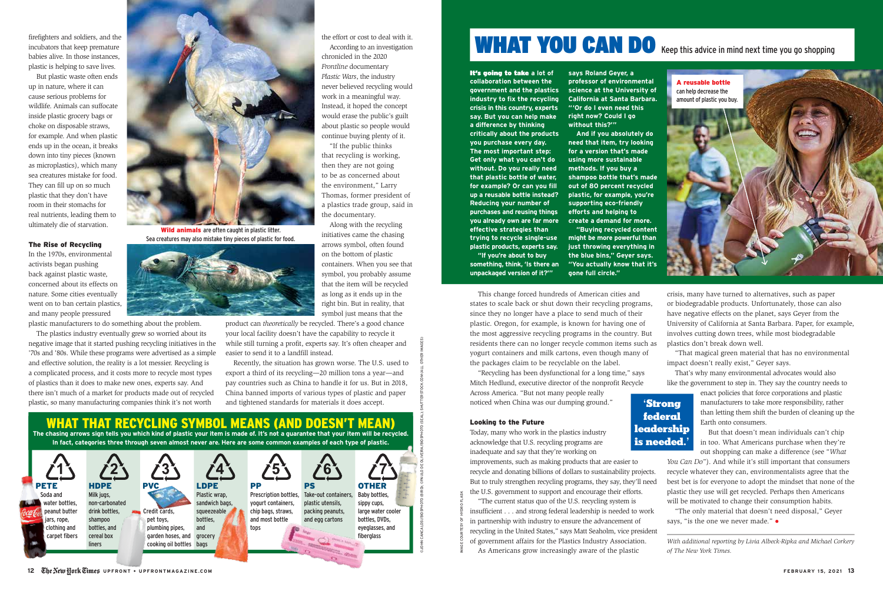firefighters and soldiers, and the incubators that keep premature babies alive. In those instances, plastic is helping to save lives.

But plastic waste often ends up in nature, where it can cause serious problems for wildlife. Animals can suffocate inside plastic grocery bags or choke on disposable straws, for example. And when plastic ends up in the ocean, it breaks down into tiny pieces (known as microplastics), which many sea creatures mistake for food. They can fill up on so much plastic that they don't have room in their stomachs for real nutrients, leading them to ultimately die of starvation.

**Wild animals** are often caught in plastic litter. Sea creatures may also mistake tiny pieces of plastic for food.

### The Rise of Recycling

In the 1970s, environmental activists began pushing back against plastic waste, concerned about its effects on nature. Some cities eventually went on to ban certain plastics, and many people pressured plastic manufacturers to do something about the problem.

The plastics industry eventually grew so worried about its negative image that it started pushing recycling initiatives in the '70s and '80s. While these programs were advertised as a simple and effective solution, the reality is a lot messier. Recycling is a complicated process, and it costs more to recycle most types of plastics than it does to make new ones, experts say. And there isn't much of a market for products made out of recycled plastic, so many manufacturing companies think it's not worth the effort or cost to deal with it.

According to an investigation chronicled in the 2020 *Frontline* documentary *Plastic Wars*, the industry never believed recycling would work in a meaningful way. Instead, it hoped the concept would erase the public's guilt about plastic so people would continue buying plenty of it.

"If the public thinks that recycling is working, then they are not going to be as concerned about the environment," Larry Thomas, former president of a plastics trade group, said in the documentary.

Along with the recycling initiatives came the chasing arrows symbol, often found on the bottom of plastic containers. When you see that symbol, you probably assume that the item will be recycled as long as it ends up in the right bin. But in reality, that symbol just means that the product can *theoretically* be recycled. There's a good chance your local facility doesn't have the capability to recycle it while still turning a profit, experts say. It's often cheaper and easier to send it to a landfill instead.

Recently, the situation has grown worse. The U.S. used to export a third of its recycling—20 million tons a year—and pay countries such as China to handle it for us. But in 2018, China banned imports of various types of plastic and paper and tightened standards for materials it does accept.

## WHAT THAT RECYCLING SYMBOL MEANS (AND DOESN'T MEAN)

**The chasing arrows sign tells you which kind of plastic your item is made of. It's not a guarantee that your item will be recycled. In fact, categories three through seven almost never are. Here are some common examples of each type of plastic.**

| | | |
|---|---|---|
| 1 | PETE | Soda and water bottles, peanut butter jars, rope, clothing and carpet fibers |
| 2 | HDPE | Milk jugs, non-carbonated drink bottles, shampoo bottles, and cereal box liners |
| 3 | PVC | Credit cards, pet toys, plumbing pipes, garden hoses, and cooking oil bottles |
| 4 | LDPE | Plastic wrap, sandwich bags, squeezeable bottles, and grocery bags |
| 5 | PP | Prescription bottles, yogurt containers, chip bags, straws, and most bottle tops |
| 6 | PS | Take-out containers, plastic utensils, packing peanuts, and egg cartons |
| 7 | OTHER | Baby bottles, sippy cups, large water cooler bottles, DVDs, eyeglasses, and fiberglass |

# WHAT YOU CAN DO

Keep this advice in mind next time you go shopping

**It's going to take a lot of collaboration between the government and the plastics industry to fix the recycling crisis in this country, experts say. But you can help make a difference by thinking critically about the products you purchase every day. The most important step: Get only what you can't do without. Do you really need that plastic bottle of water, for example? Or can you fill up a reusable bottle instead? Reducing your number of purchases and reusing things you already own are far more effective strategies than trying to recycle single-use plastic products, experts say.**

**"If you're about to buy something, think, 'Is there an unpackaged version of it?'" says Roland Geyer, a professor of environmental science at the University of California at Santa Barbara. "'Or do I even need this right now? Could I go without this?'"**

**And if you absolutely do need that item, try looking for a version that's made using more sustainable methods. If you buy a shampoo bottle that's made out of 80 percent recycled plastic, for example, you're supporting eco-friendly efforts and helping to create a demand for more.**

**"Buying recycled content might be more powerful than just throwing everything in the blue bins," Geyer says. "You actually know that it's gone full circle."**

**A reusable bottle** can help decrease the amount of plastic you buy.

This change forced hundreds of American cities and states to scale back or shut down their recycling programs, since they no longer have a place to send much of their plastic. Oregon, for example, is known for having one of the most aggressive recycling programs in the country. But residents there can no longer recycle common items such as yogurt containers and milk cartons, even though many of the packages claim to be recyclable on the label.

"Recycling has been dysfunctional for a long time," says Mitch Hedlund, executive director of the nonprofit Recycle Across America. "But not many people really noticed when China was our dumping ground."

### Looking to the Future

Today, many who work in the plastics industry acknowledge that U.S. recycling programs are inadequate and say that they're working on improvements, such as making products that are easier to recycle and donating billions of dollars to sustainability projects. But to truly strengthen recycling programs, they say, they'll need the U.S. government to support and encourage their efforts.

"The current status quo of the U.S. recycling system is insufficient . . . and strong federal leadership is needed to work in partnership with industry to ensure the advancement of recycling in the United States," says Matt Seaholm, vice president of government affairs for the Plastics Industry Association.

**'Strong federal leadership is needed.'**

As Americans grow increasingly aware of the plastic crisis, many have turned to alternatives, such as paper or biodegradable products. Unfortunately, those can also have negative effects on the planet, says Geyer from the University of California at Santa Barbara. Paper, for example, involves cutting down trees, while most biodegradable plastics don't break down well.

"That magical green material that has no environmental impact doesn't really exist," Geyer says.

That's why many environmental advocates would also like the government to step in. They say the country needs to enact policies that force corporations and plastic manufacturers to take more responsibility, rather than letting them shift the burden of cleaning up the Earth onto consumers.

But that doesn't mean individuals can't chip in too. What Americans purchase when they're out shopping can make a difference (see "*What You Can Do*"). And while it's still important that consumers recycle whatever they can, environmentalists agree that the best bet is for everyone to adopt the mindset that none of the plastic they use will get recycled. Perhaps then Americans will be motivated to change their consumption habits.

"The only material that doesn't need disposal," Geyer says, "is the one we never made." ●

*With additional reporting by Livia Albeck-Ripka and Michael Corkery of The New York Times.*